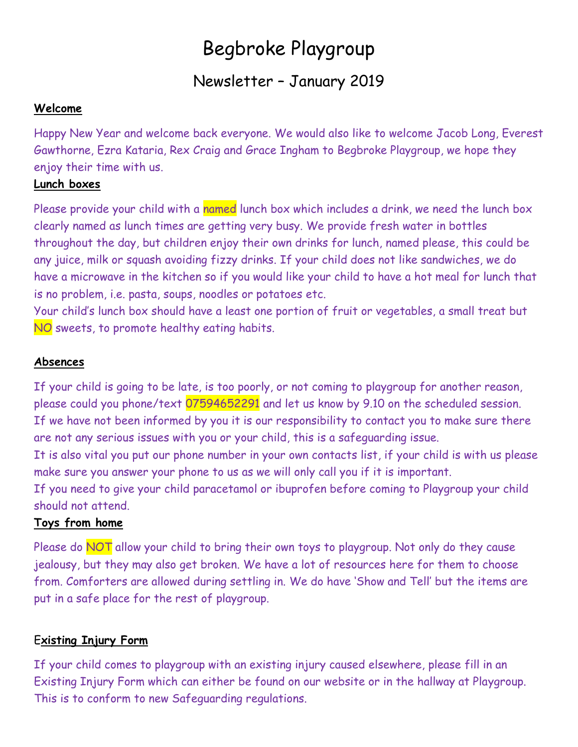# Begbroke Playgroup

## Newsletter – January 2019

**Welcome**

Happy New Year and welcome back everyone. We would also like to welcome Jacob Long, Everest Gawthorne, Ezra Kataria, Rex Craig and Grace Ingham to Begbroke Playgroup, we hope they enjoy their time with us.

**Lunch boxes**

Please provide your child with a named lunch box which includes a drink, we need the lunch box clearly named as lunch times are getting very busy. We provide fresh water in bottles throughout the day, but children enjoy their own drinks for lunch, named please, this could be any juice, milk or squash avoiding fizzy drinks. If your child does not like sandwiches, we do have a microwave in the kitchen so if you would like your child to have a hot meal for lunch that is no problem, i.e. pasta, soups, noodles or potatoes etc.

Your child's lunch box should have a least one portion of fruit or vegetables, a small treat but NO sweets, to promote healthy eating habits.

**Absences**

If your child is going to be late, is too poorly, or not coming to playgroup for another reason, please could you phone/text 07594652291 and let us know by 9.10 on the scheduled session.

If we have not been informed by you it is our responsibility to contact you to make sure there are not any serious issues with you or your child, this is a safeguarding issue.

It is also vital you put our phone number in your own contacts list, if your child is with us please make sure you answer your phone to us as we will only call you if it is important.

If you need to give your child paracetamol or ibuprofen before coming to Playgroup your child should not attend.

**Toys from home**

Please do NOT allow your child to bring their own toys to playgroup. Not only do they cause jealousy, but they may also get broken. We have a lot of resources here for them to choose from. Comforters are allowed during settling in. We do have 'Show and Tell' but the items are put in a safe place for the rest of playgroup.

**Existing Injury Form**

If your child comes to playgroup with an existing injury caused elsewhere, please fill in an Existing Injury Form which can either be found on our website or in the hallway at Playgroup. This is to conform to new Safeguarding regulations.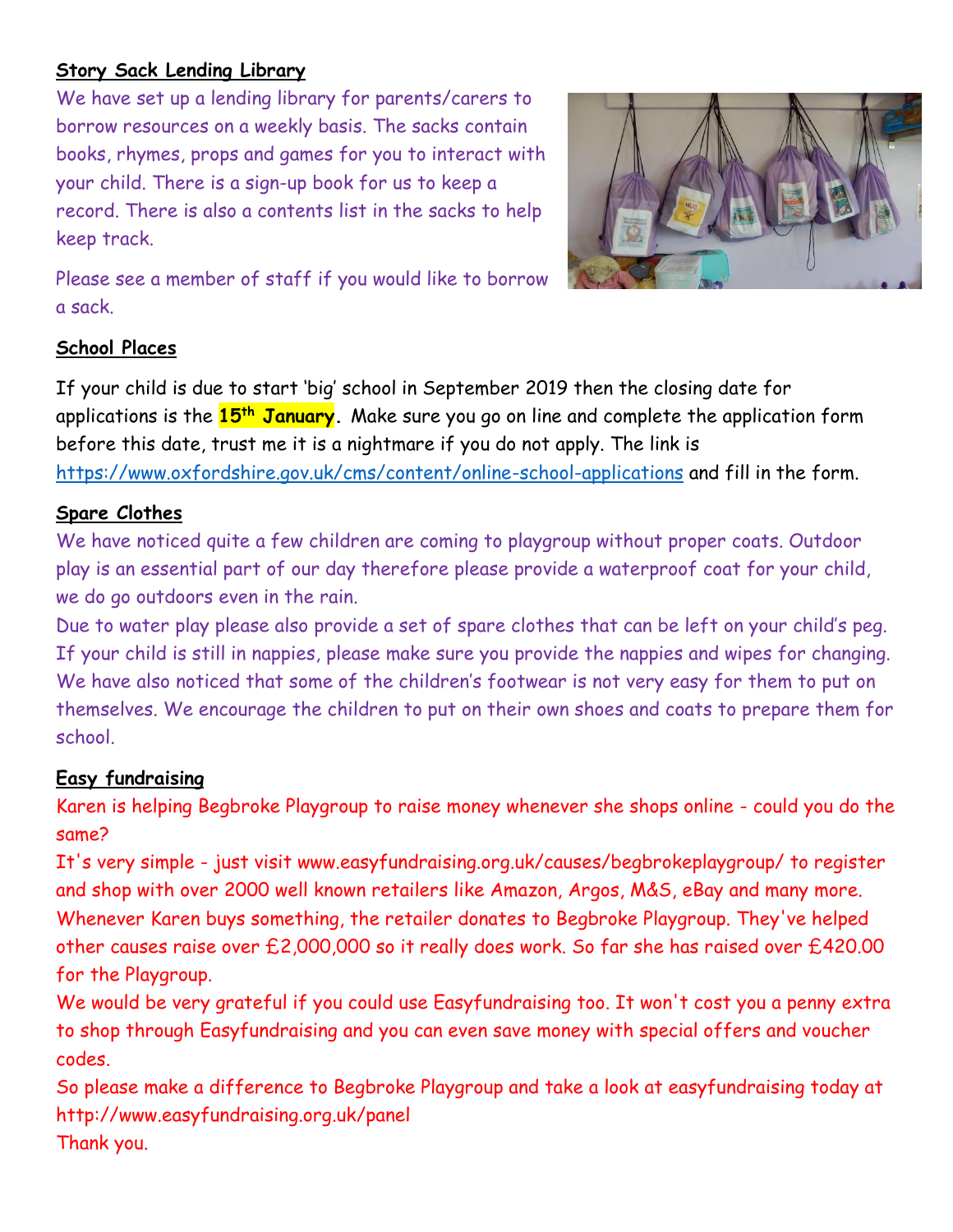**Story Sack Lending Library**

We have set up a lending library for parents/carers to borrow resources on a weekly basis. The sacks contain books, rhymes, props and games for you to interact with your child. There is a sign-up book for us to keep a record. There is also a contents list in the sacks to help keep track.

Please see a member of staff if you would like to borrow a sack.

**School Places**

If your child is due to start 'big' school in September 2019 then the closing date for applications is the **15th January**. Make sure you go on line and complete the application form before this date, trust me it is a nightmare if you do not apply. The link is https://www.oxfordshire.gov.uk/cms/content/online-school-applications and fill in the form.

**Spare Clothes**

We have noticed quite a few children are coming to playgroup without proper coats. Outdoor play is an essential part of our day therefore please provide a waterproof coat for your child, we do go outdoors even in the rain.

Due to water play please also provide a set of spare clothes that can be left on your child's peg. If your child is still in nappies, please make sure you provide the nappies and wipes for changing. We have also noticed that some of the children's footwear is not very easy for them to put on themselves. We encourage the children to put on their own shoes and coats to prepare them for school.

**Easy fundraising**

Karen is helping Begbroke Playgroup to raise money whenever she shops online - could you do the same?

It's very simple - just visit www.easyfundraising.org.uk/causes/begbrokeplaygroup/ to register and shop with over 2000 well known retailers like Amazon, Argos, M&S, eBay and many more. Whenever Karen buys something, the retailer donates to Begbroke Playgroup. They've helped other causes raise over £2,000,000 so it really does work. So far she has raised over £420.00 for the Playgroup.

We would be very grateful if you could use Easyfundraising too. It won't cost you a penny extra to shop through Easyfundraising and you can even save money with special offers and voucher codes.

So please make a difference to Begbroke Playgroup and take a look at easyfundraising today at http://www.easyfundraising.org.uk/panel

Thank you.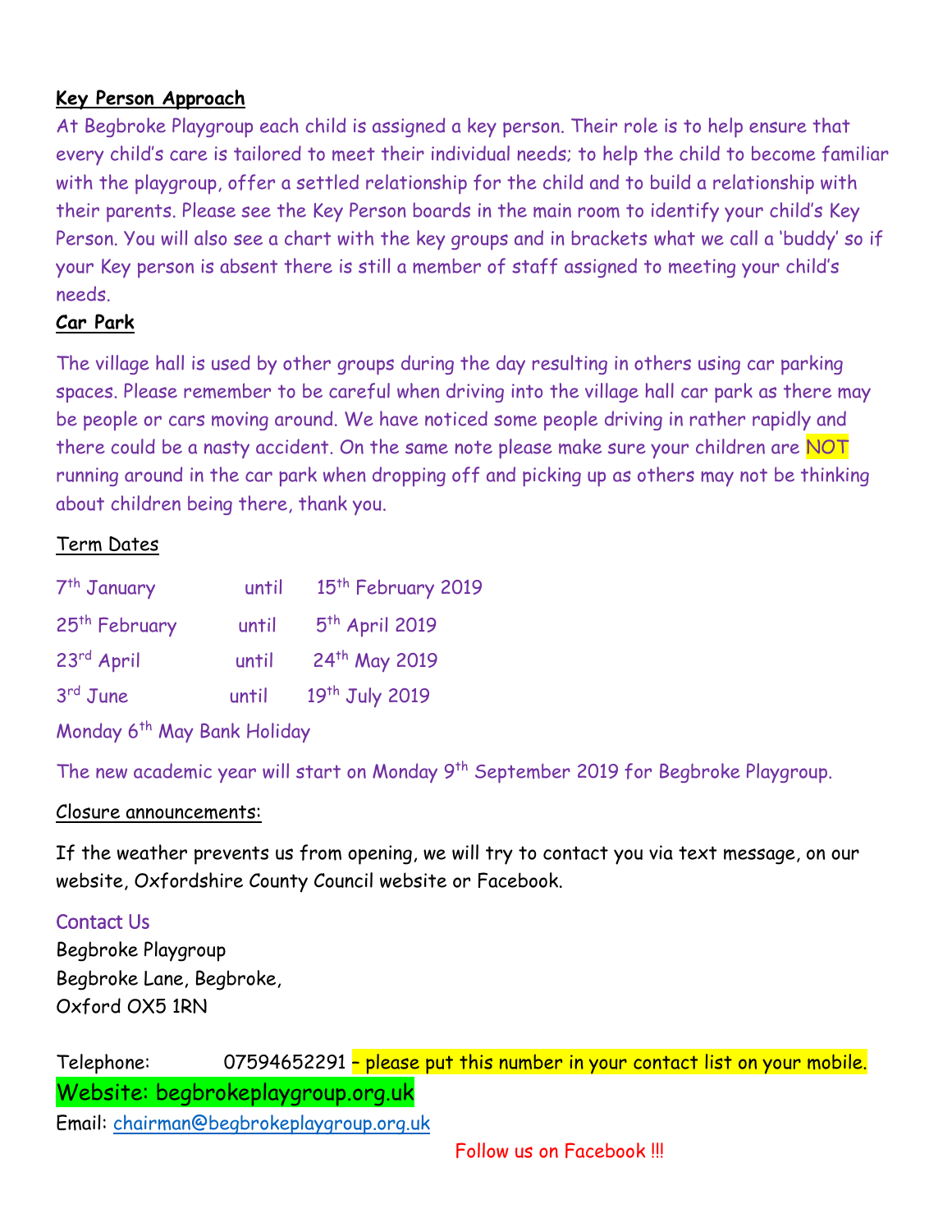**Key Person Approach**

At Begbroke Playgroup each child is assigned a key person. Their role is to help ensure that every child's care is tailored to meet their individual needs; to help the child to become familiar with the playgroup, offer a settled relationship for the child and to build a relationship with their parents. Please see the Key Person boards in the main room to identify your child's Key Person. You will also see a chart with the key groups and in brackets what we call a 'buddy' so if your Key person is absent there is still a member of staff assigned to meeting your child's needs.

**Car Park**

The village hall is used by other groups during the day resulting in others using car parking spaces. Please remember to be careful when driving into the village hall car park as there may be people or cars moving around. We have noticed some people driving in rather rapidly and there could be a nasty accident. On the same note please make sure your children are NOT running around in the car park when dropping off and picking up as others may not be thinking about children being there, thank you.

Term Dates

| | | |
|---|---|---|
| 7th January | until | 15th February 2019 |
| 25th February | until | 5th April 2019 |
| 23rd April | until | 24th May 2019 |
| 3rd June | until | 19th July 2019 |

Monday 6th May Bank Holiday

The new academic year will start on Monday 9th September 2019 for Begbroke Playgroup.

Closure announcements:

If the weather prevents us from opening, we will try to contact you via text message, on our website, Oxfordshire County Council website or Facebook.

Contact Us

Begbroke Playgroup
Begbroke Lane, Begbroke,
Oxford OX5 1RN

Telephone: 07594652291 – please put this number in your contact list on your mobile.

Website: begbrokeplaygroup.org.uk

Email: chairman@begbrokeplaygroup.org.uk

Follow us on Facebook !!!